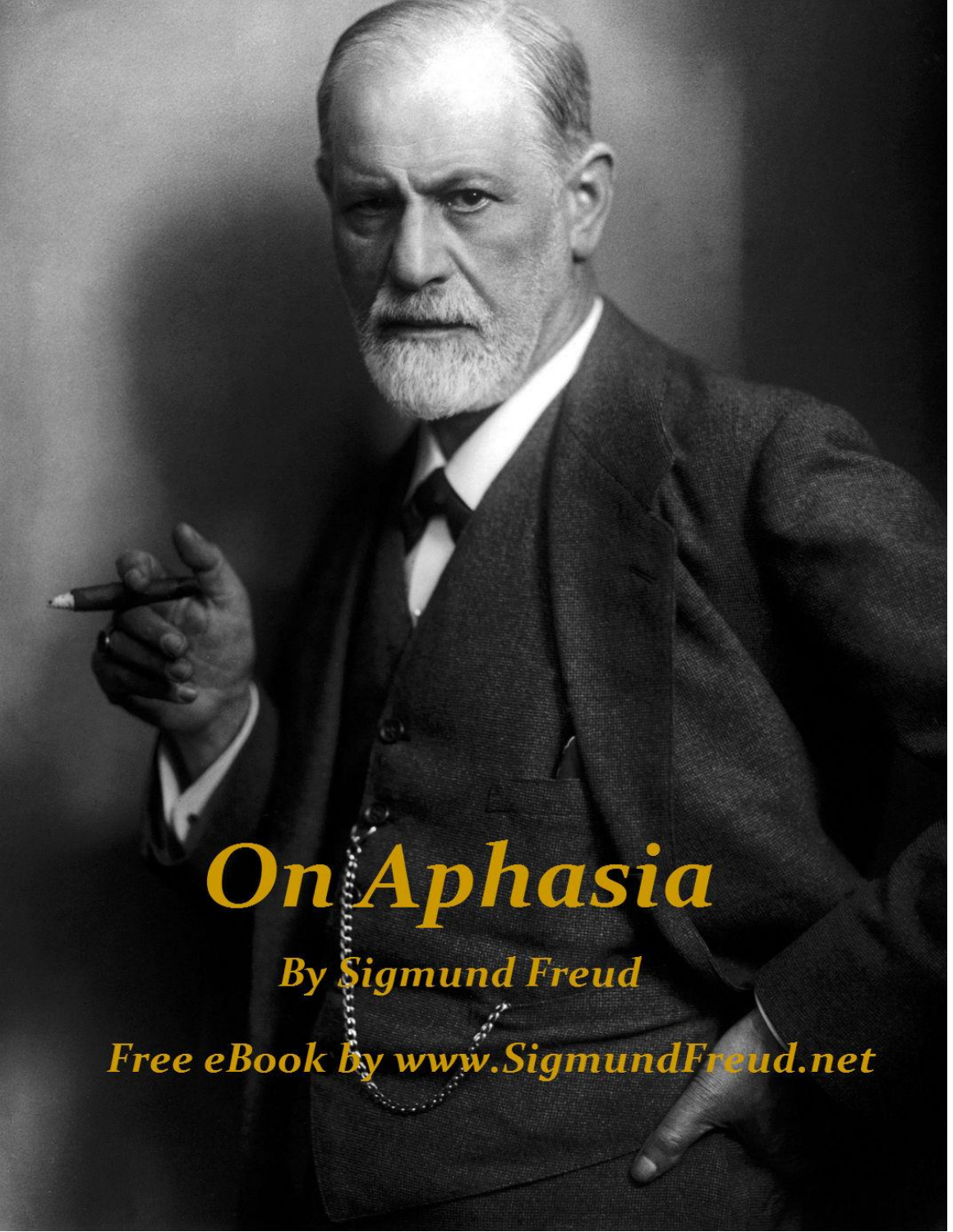# On Aphasia

**By Sigmund Freud**

**Free eBook by www.SigmundFreud.net**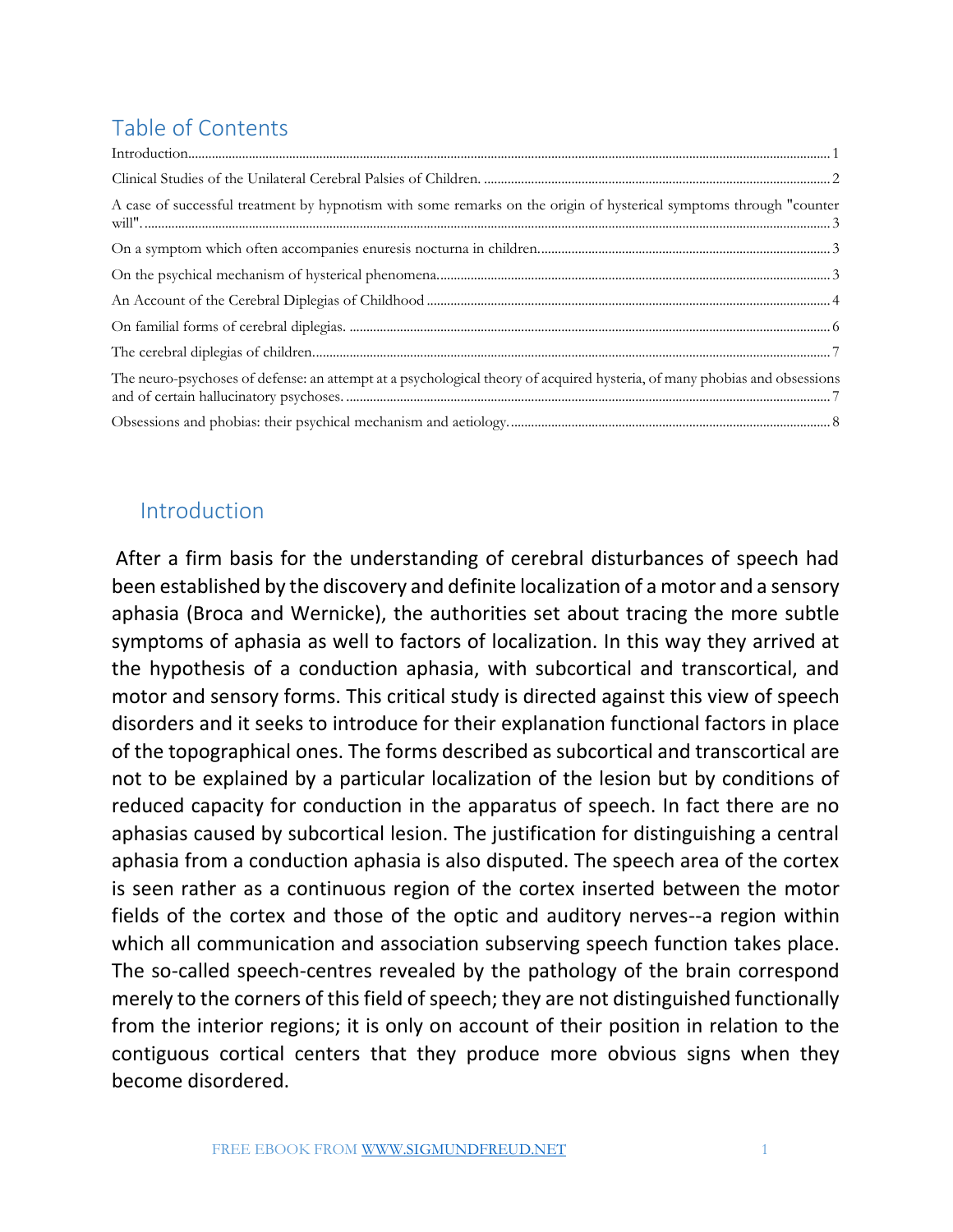# Table of Contents

Introduction........................................................................................................................................................................... 1

Clinical Studies of the Unilateral Cerebral Palsies of Children. ........................................................................................ 2

A case of successful treatment by hypnotism with some remarks on the origin of hysterical symptoms through "counter will". ................................................................................................................................................................................ 3

On a symptom which often accompanies enuresis nocturna in children......................................................................... 3

On the psychical mechanism of hysterical phenomena..................................................................................................... 3

An Account of the Cerebral Diplegias of Childhood ......................................................................................................... 4

On familial forms of cerebral diplegias. .............................................................................................................................. 6

The cerebral diplegias of children.......................................................................................................................................... 7

The neuro-psychoses of defense: an attempt at a psychological theory of acquired hysteria, of many phobias and obsessions and of certain hallucinatory psychoses. ............................................................................................................................... 7

Obsessions and phobias: their psychical mechanism and aetiology................................................................................. 8

## Introduction

After a firm basis for the understanding of cerebral disturbances of speech had been established by the discovery and definite localization of a motor and a sensory aphasia (Broca and Wernicke), the authorities set about tracing the more subtle symptoms of aphasia as well to factors of localization. In this way they arrived at the hypothesis of a conduction aphasia, with subcortical and transcortical, and motor and sensory forms. This critical study is directed against this view of speech disorders and it seeks to introduce for their explanation functional factors in place of the topographical ones. The forms described as subcortical and transcortical are not to be explained by a particular localization of the lesion but by conditions of reduced capacity for conduction in the apparatus of speech. In fact there are no aphasias caused by subcortical lesion. The justification for distinguishing a central aphasia from a conduction aphasia is also disputed. The speech area of the cortex is seen rather as a continuous region of the cortex inserted between the motor fields of the cortex and those of the optic and auditory nerves--a region within which all communication and association subserving speech function takes place. The so-called speech-centres revealed by the pathology of the brain correspond merely to the corners of this field of speech; they are not distinguished functionally from the interior regions; it is only on account of their position in relation to the contiguous cortical centers that they produce more obvious signs when they become disordered.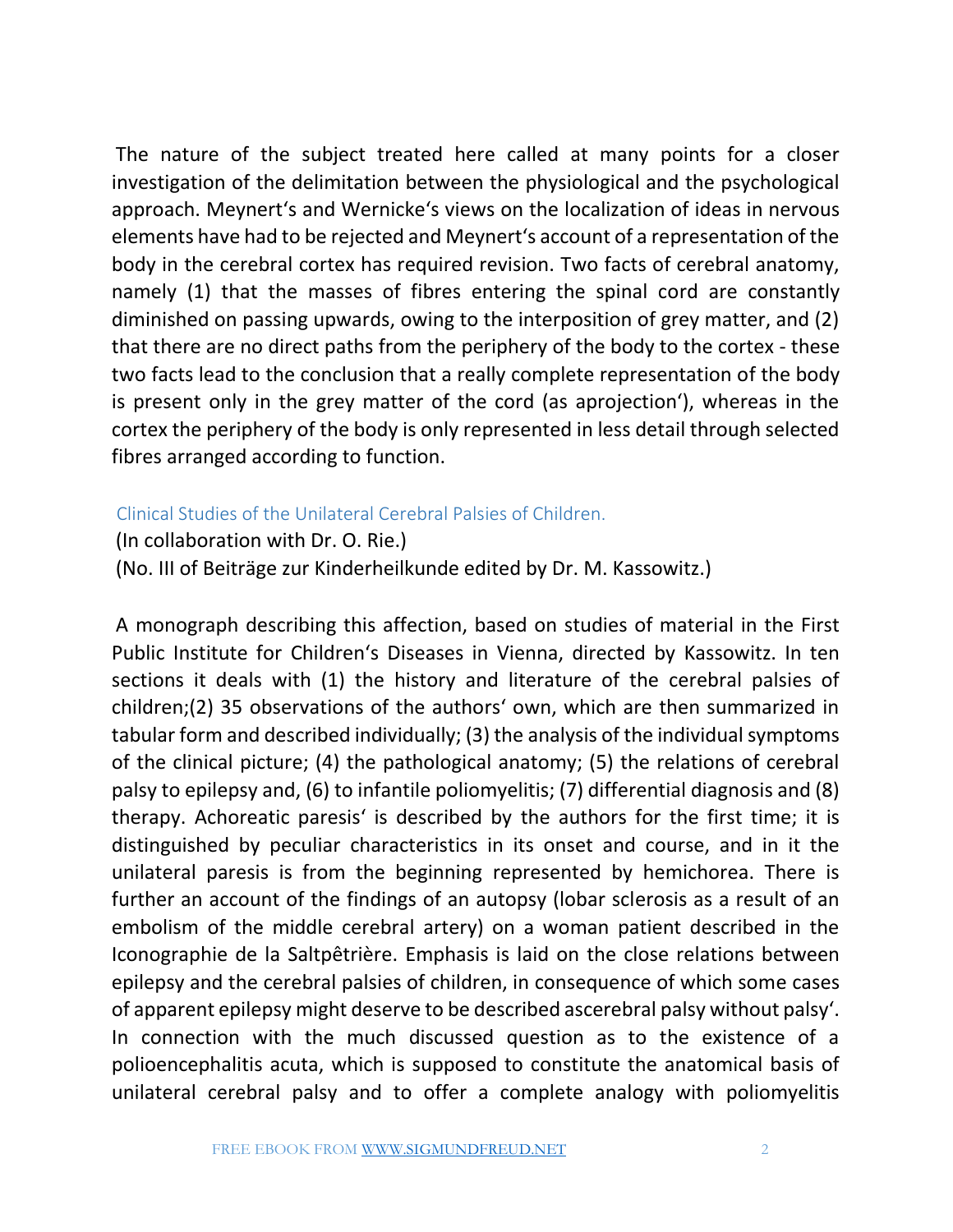The nature of the subject treated here called at many points for a closer investigation of the delimitation between the physiological and the psychological approach. Meynert's and Wernicke's views on the localization of ideas in nervous elements have had to be rejected and Meynert's account of a representation of the body in the cerebral cortex has required revision. Two facts of cerebral anatomy, namely (1) that the masses of fibres entering the spinal cord are constantly diminished on passing upwards, owing to the interposition of grey matter, and (2) that there are no direct paths from the periphery of the body to the cortex - these two facts lead to the conclusion that a really complete representation of the body is present only in the grey matter of the cord (as aprojection'), whereas in the cortex the periphery of the body is only represented in less detail through selected fibres arranged according to function.

## Clinical Studies of the Unilateral Cerebral Palsies of Children.

(In collaboration with Dr. O. Rie.)

(No. III of Beiträge zur Kinderheilkunde edited by Dr. M. Kassowitz.)

A monograph describing this affection, based on studies of material in the First Public Institute for Children's Diseases in Vienna, directed by Kassowitz. In ten sections it deals with (1) the history and literature of the cerebral palsies of children;(2) 35 observations of the authors' own, which are then summarized in tabular form and described individually; (3) the analysis of the individual symptoms of the clinical picture; (4) the pathological anatomy; (5) the relations of cerebral palsy to epilepsy and, (6) to infantile poliomyelitis; (7) differential diagnosis and (8) therapy. Achoreatic paresis' is described by the authors for the first time; it is distinguished by peculiar characteristics in its onset and course, and in it the unilateral paresis is from the beginning represented by hemichorea. There is further an account of the findings of an autopsy (lobar sclerosis as a result of an embolism of the middle cerebral artery) on a woman patient described in the Iconographie de la Saltpêtrière. Emphasis is laid on the close relations between epilepsy and the cerebral palsies of children, in consequence of which some cases of apparent epilepsy might deserve to be described ascerebral palsy without palsy'. In connection with the much discussed question as to the existence of a polioencephalitis acuta, which is supposed to constitute the anatomical basis of unilateral cerebral palsy and to offer a complete analogy with poliomyelitis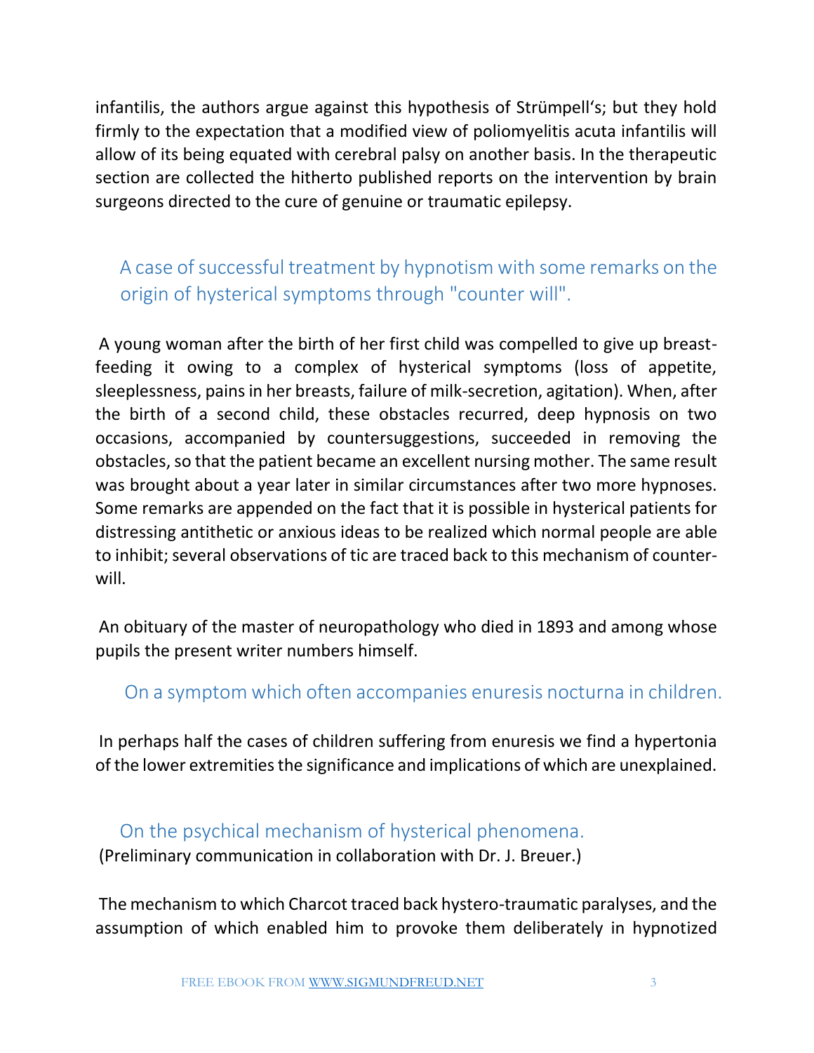infantilis, the authors argue against this hypothesis of Strümpell's; but they hold firmly to the expectation that a modified view of poliomyelitis acuta infantilis will allow of its being equated with cerebral palsy on another basis. In the therapeutic section are collected the hitherto published reports on the intervention by brain surgeons directed to the cure of genuine or traumatic epilepsy.

## A case of successful treatment by hypnotism with some remarks on the origin of hysterical symptoms through "counter will".

A young woman after the birth of her first child was compelled to give up breast-feeding it owing to a complex of hysterical symptoms (loss of appetite, sleeplessness, pains in her breasts, failure of milk-secretion, agitation). When, after the birth of a second child, these obstacles recurred, deep hypnosis on two occasions, accompanied by countersuggestions, succeeded in removing the obstacles, so that the patient became an excellent nursing mother. The same result was brought about a year later in similar circumstances after two more hypnoses. Some remarks are appended on the fact that it is possible in hysterical patients for distressing antithetic or anxious ideas to be realized which normal people are able to inhibit; several observations of tic are traced back to this mechanism of counter-will.

An obituary of the master of neuropathology who died in 1893 and among whose pupils the present writer numbers himself.

## On a symptom which often accompanies enuresis nocturna in children.

In perhaps half the cases of children suffering from enuresis we find a hypertonia of the lower extremities the significance and implications of which are unexplained.

## On the psychical mechanism of hysterical phenomena.

(Preliminary communication in collaboration with Dr. J. Breuer.)

The mechanism to which Charcot traced back hystero-traumatic paralyses, and the assumption of which enabled him to provoke them deliberately in hypnotized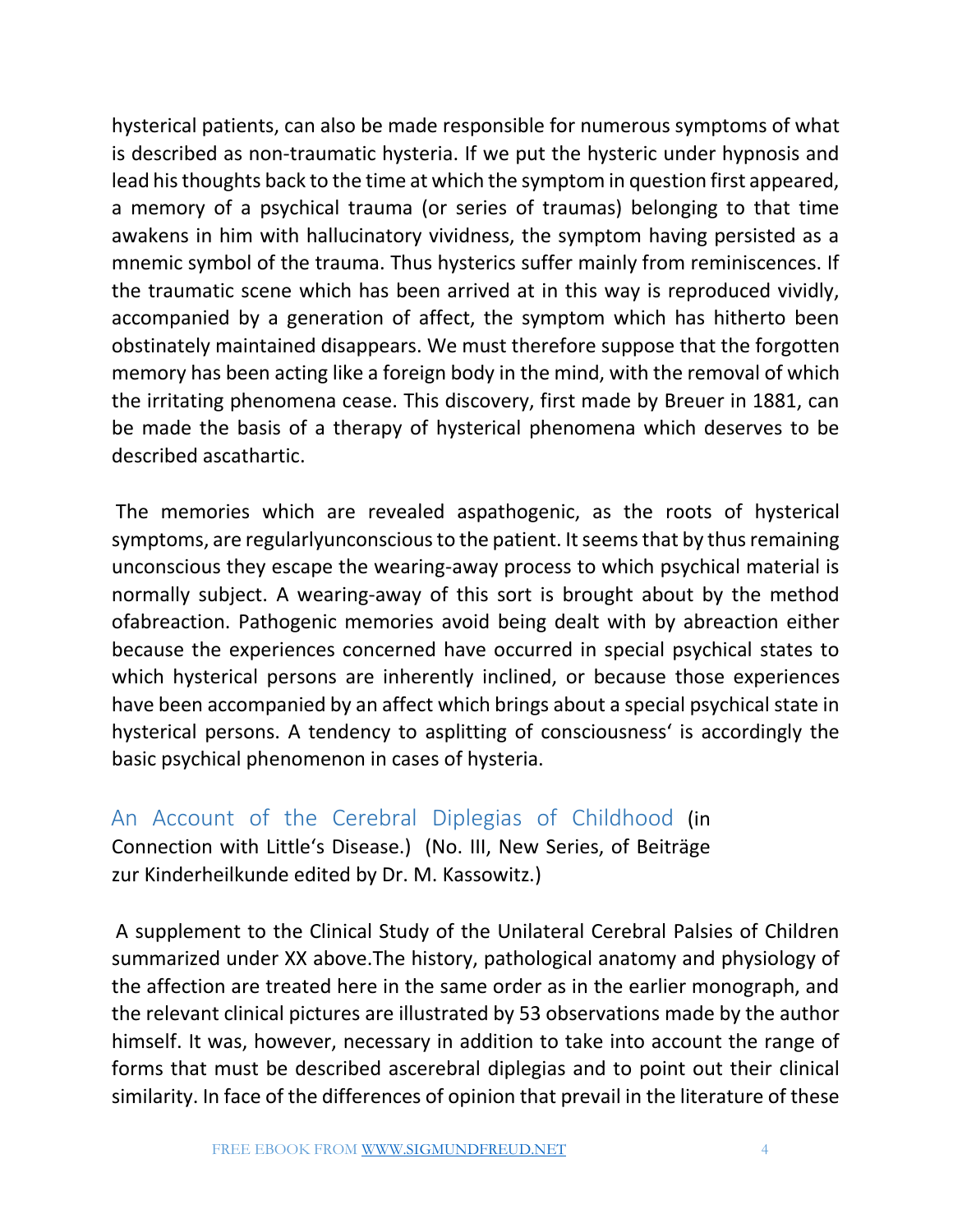hysterical patients, can also be made responsible for numerous symptoms of what is described as non-traumatic hysteria. If we put the hysteric under hypnosis and lead his thoughts back to the time at which the symptom in question first appeared, a memory of a psychical trauma (or series of traumas) belonging to that time awakens in him with hallucinatory vividness, the symptom having persisted as a mnemic symbol of the trauma. Thus hysterics suffer mainly from reminiscences. If the traumatic scene which has been arrived at in this way is reproduced vividly, accompanied by a generation of affect, the symptom which has hitherto been obstinately maintained disappears. We must therefore suppose that the forgotten memory has been acting like a foreign body in the mind, with the removal of which the irritating phenomena cease. This discovery, first made by Breuer in 1881, can be made the basis of a therapy of hysterical phenomena which deserves to be described ascathartic.

The memories which are revealed aspathogenic, as the roots of hysterical symptoms, are regularlyunconscious to the patient. It seems that by thus remaining unconscious they escape the wearing-away process to which psychical material is normally subject. A wearing-away of this sort is brought about by the method ofabreaction. Pathogenic memories avoid being dealt with by abreaction either because the experiences concerned have occurred in special psychical states to which hysterical persons are inherently inclined, or because those experiences have been accompanied by an affect which brings about a special psychical state in hysterical persons. A tendency to asplitting of consciousness' is accordingly the basic psychical phenomenon in cases of hysteria.

## An Account of the Cerebral Diplegias of Childhood (in Connection with Little's Disease.) (No. III, New Series, of Beiträge zur Kinderheilkunde edited by Dr. M. Kassowitz.)

A supplement to the Clinical Study of the Unilateral Cerebral Palsies of Children summarized under XX above.The history, pathological anatomy and physiology of the affection are treated here in the same order as in the earlier monograph, and the relevant clinical pictures are illustrated by 53 observations made by the author himself. It was, however, necessary in addition to take into account the range of forms that must be described ascerebral diplegias and to point out their clinical similarity. In face of the differences of opinion that prevail in the literature of these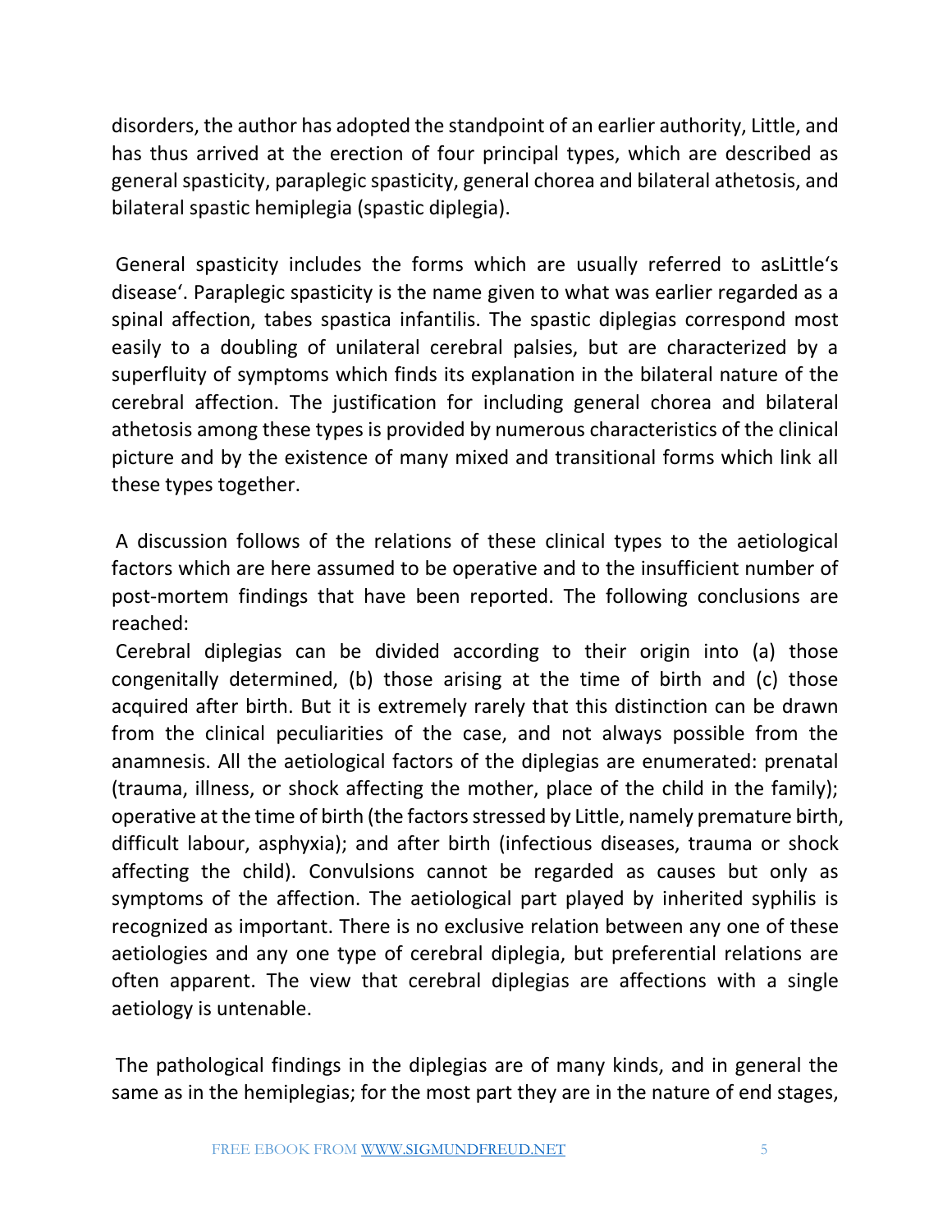disorders, the author has adopted the standpoint of an earlier authority, Little, and has thus arrived at the erection of four principal types, which are described as general spasticity, paraplegic spasticity, general chorea and bilateral athetosis, and bilateral spastic hemiplegia (spastic diplegia).

General spasticity includes the forms which are usually referred to asLittle's disease'. Paraplegic spasticity is the name given to what was earlier regarded as a spinal affection, tabes spastica infantilis. The spastic diplegias correspond most easily to a doubling of unilateral cerebral palsies, but are characterized by a superfluity of symptoms which finds its explanation in the bilateral nature of the cerebral affection. The justification for including general chorea and bilateral athetosis among these types is provided by numerous characteristics of the clinical picture and by the existence of many mixed and transitional forms which link all these types together.

A discussion follows of the relations of these clinical types to the aetiological factors which are here assumed to be operative and to the insufficient number of post-mortem findings that have been reported. The following conclusions are reached:

Cerebral diplegias can be divided according to their origin into (a) those congenitally determined, (b) those arising at the time of birth and (c) those acquired after birth. But it is extremely rarely that this distinction can be drawn from the clinical peculiarities of the case, and not always possible from the anamnesis. All the aetiological factors of the diplegias are enumerated: prenatal (trauma, illness, or shock affecting the mother, place of the child in the family); operative at the time of birth (the factors stressed by Little, namely premature birth, difficult labour, asphyxia); and after birth (infectious diseases, trauma or shock affecting the child). Convulsions cannot be regarded as causes but only as symptoms of the affection. The aetiological part played by inherited syphilis is recognized as important. There is no exclusive relation between any one of these aetiologies and any one type of cerebral diplegia, but preferential relations are often apparent. The view that cerebral diplegias are affections with a single aetiology is untenable.

The pathological findings in the diplegias are of many kinds, and in general the same as in the hemiplegias; for the most part they are in the nature of end stages,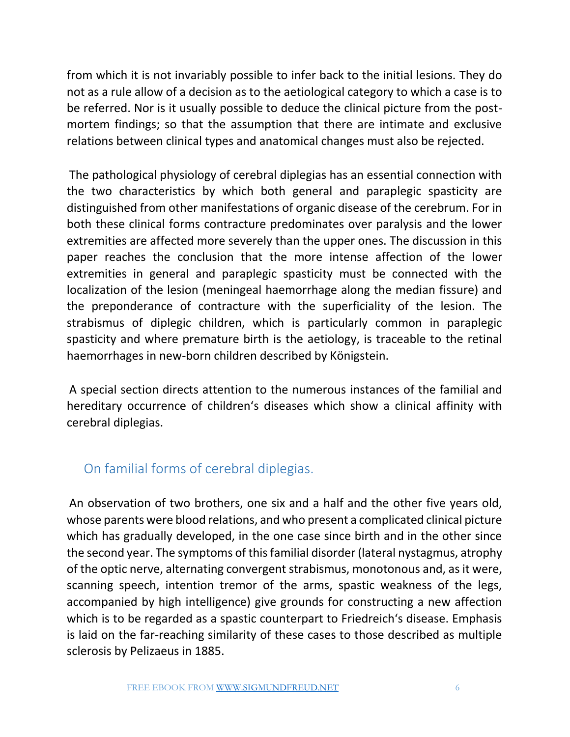from which it is not invariably possible to infer back to the initial lesions. They do not as a rule allow of a decision as to the aetiological category to which a case is to be referred. Nor is it usually possible to deduce the clinical picture from the post-mortem findings; so that the assumption that there are intimate and exclusive relations between clinical types and anatomical changes must also be rejected.

The pathological physiology of cerebral diplegias has an essential connection with the two characteristics by which both general and paraplegic spasticity are distinguished from other manifestations of organic disease of the cerebrum. For in both these clinical forms contracture predominates over paralysis and the lower extremities are affected more severely than the upper ones. The discussion in this paper reaches the conclusion that the more intense affection of the lower extremities in general and paraplegic spasticity must be connected with the localization of the lesion (meningeal haemorrhage along the median fissure) and the preponderance of contracture with the superficiality of the lesion. The strabismus of diplegic children, which is particularly common in paraplegic spasticity and where premature birth is the aetiology, is traceable to the retinal haemorrhages in new-born children described by Königstein.

A special section directs attention to the numerous instances of the familial and hereditary occurrence of children's diseases which show a clinical affinity with cerebral diplegias.

## On familial forms of cerebral diplegias.

An observation of two brothers, one six and a half and the other five years old, whose parents were blood relations, and who present a complicated clinical picture which has gradually developed, in the one case since birth and in the other since the second year. The symptoms of this familial disorder (lateral nystagmus, atrophy of the optic nerve, alternating convergent strabismus, monotonous and, as it were, scanning speech, intention tremor of the arms, spastic weakness of the legs, accompanied by high intelligence) give grounds for constructing a new affection which is to be regarded as a spastic counterpart to Friedreich's disease. Emphasis is laid on the far-reaching similarity of these cases to those described as multiple sclerosis by Pelizaeus in 1885.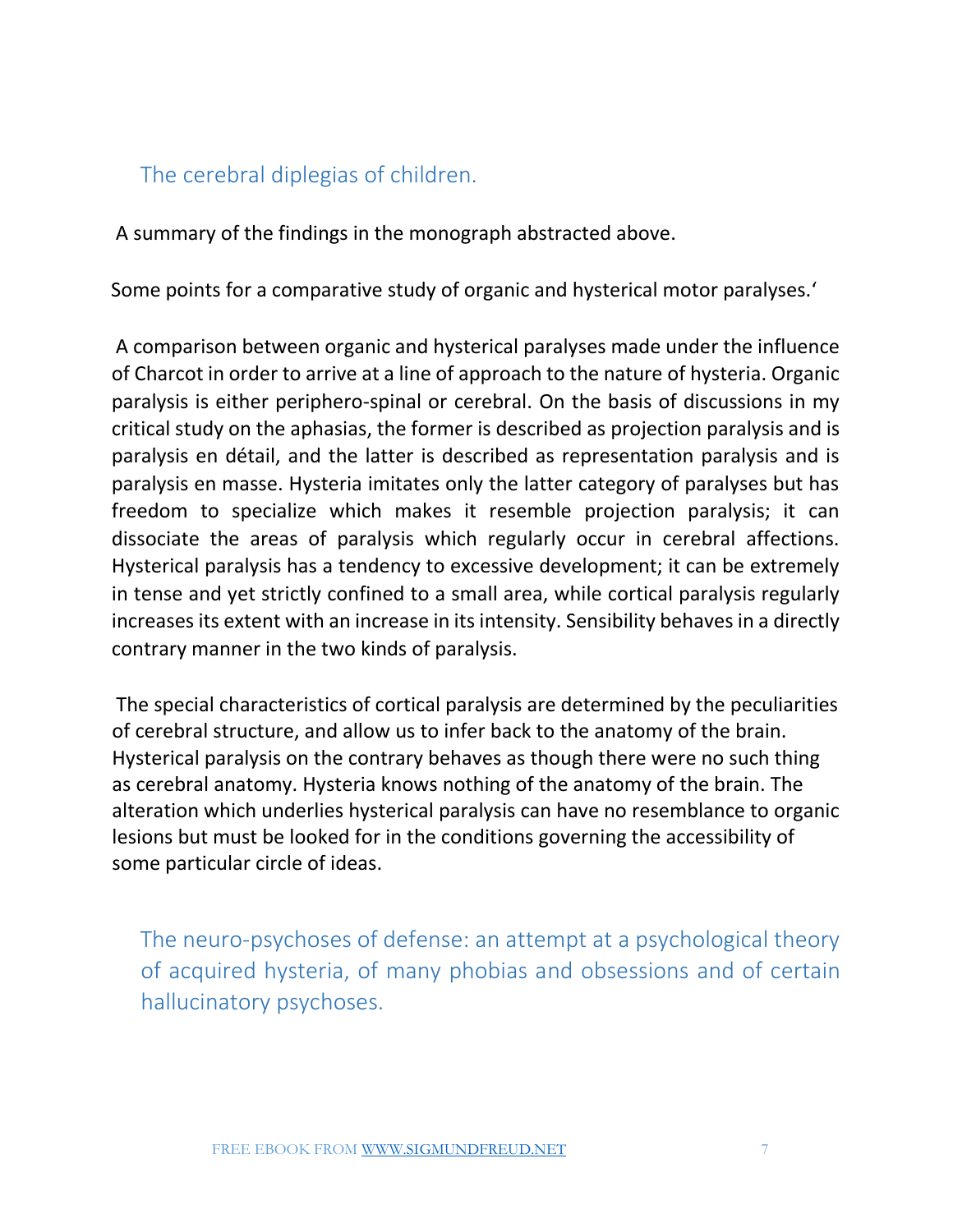## The cerebral diplegias of children.

A summary of the findings in the monograph abstracted above.

Some points for a comparative study of organic and hysterical motor paralyses.'

A comparison between organic and hysterical paralyses made under the influence of Charcot in order to arrive at a line of approach to the nature of hysteria. Organic paralysis is either periphero-spinal or cerebral. On the basis of discussions in my critical study on the aphasias, the former is described as projection paralysis and is paralysis en détail, and the latter is described as representation paralysis and is paralysis en masse. Hysteria imitates only the latter category of paralyses but has freedom to specialize which makes it resemble projection paralysis; it can dissociate the areas of paralysis which regularly occur in cerebral affections. Hysterical paralysis has a tendency to excessive development; it can be extremely in tense and yet strictly confined to a small area, while cortical paralysis regularly increases its extent with an increase in its intensity. Sensibility behaves in a directly contrary manner in the two kinds of paralysis.

The special characteristics of cortical paralysis are determined by the peculiarities of cerebral structure, and allow us to infer back to the anatomy of the brain. Hysterical paralysis on the contrary behaves as though there were no such thing as cerebral anatomy. Hysteria knows nothing of the anatomy of the brain. The alteration which underlies hysterical paralysis can have no resemblance to organic lesions but must be looked for in the conditions governing the accessibility of some particular circle of ideas.

## The neuro-psychoses of defense: an attempt at a psychological theory of acquired hysteria, of many phobias and obsessions and of certain hallucinatory psychoses.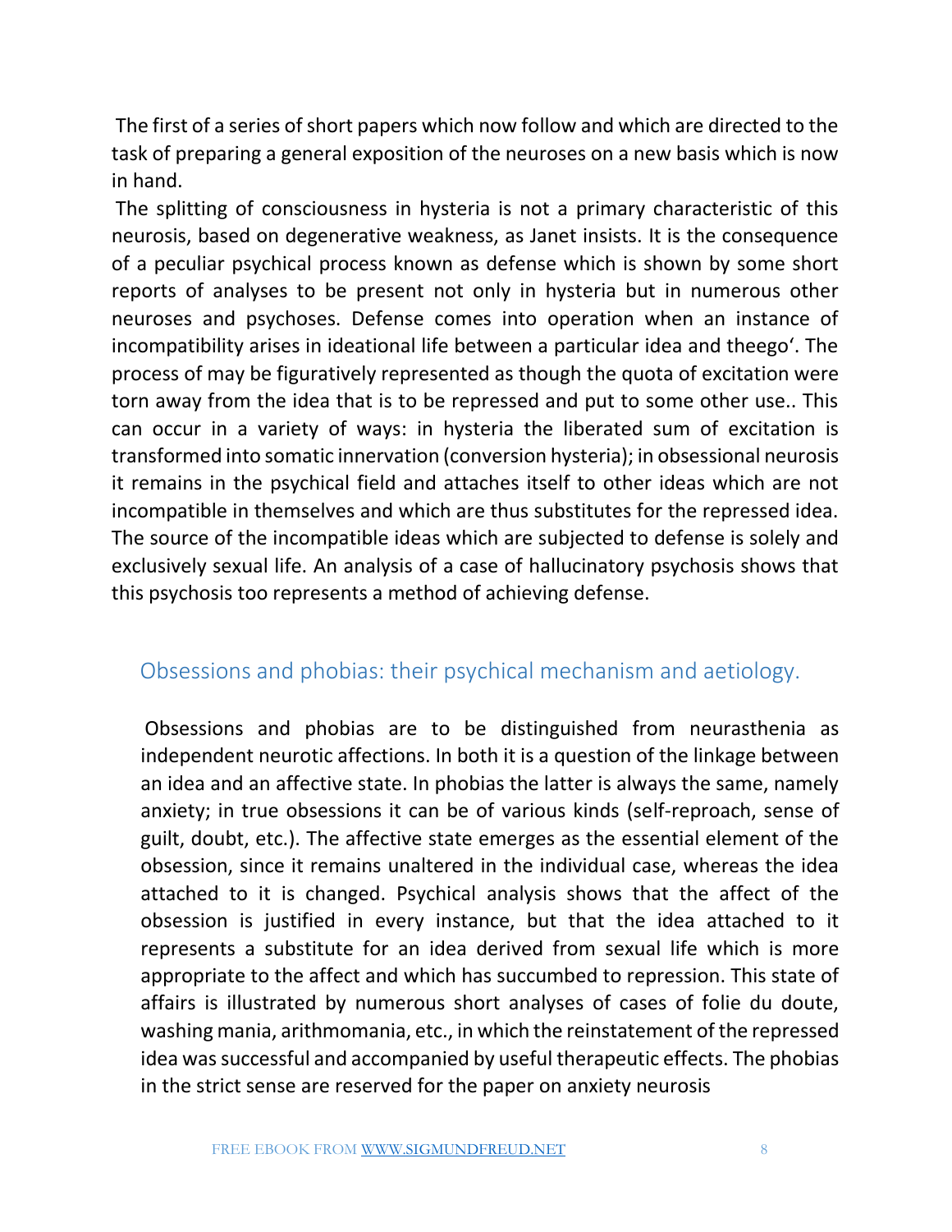The first of a series of short papers which now follow and which are directed to the task of preparing a general exposition of the neuroses on a new basis which is now in hand.

The splitting of consciousness in hysteria is not a primary characteristic of this neurosis, based on degenerative weakness, as Janet insists. It is the consequence of a peculiar psychical process known as defense which is shown by some short reports of analyses to be present not only in hysteria but in numerous other neuroses and psychoses. Defense comes into operation when an instance of incompatibility arises in ideational life between a particular idea and theego'. The process of may be figuratively represented as though the quota of excitation were torn away from the idea that is to be repressed and put to some other use.. This can occur in a variety of ways: in hysteria the liberated sum of excitation is transformed into somatic innervation (conversion hysteria); in obsessional neurosis it remains in the psychical field and attaches itself to other ideas which are not incompatible in themselves and which are thus substitutes for the repressed idea. The source of the incompatible ideas which are subjected to defense is solely and exclusively sexual life. An analysis of a case of hallucinatory psychosis shows that this psychosis too represents a method of achieving defense.

## Obsessions and phobias: their psychical mechanism and aetiology.

Obsessions and phobias are to be distinguished from neurasthenia as independent neurotic affections. In both it is a question of the linkage between an idea and an affective state. In phobias the latter is always the same, namely anxiety; in true obsessions it can be of various kinds (self-reproach, sense of guilt, doubt, etc.). The affective state emerges as the essential element of the obsession, since it remains unaltered in the individual case, whereas the idea attached to it is changed. Psychical analysis shows that the affect of the obsession is justified in every instance, but that the idea attached to it represents a substitute for an idea derived from sexual life which is more appropriate to the affect and which has succumbed to repression. This state of affairs is illustrated by numerous short analyses of cases of folie du doute, washing mania, arithmomania, etc., in which the reinstatement of the repressed idea was successful and accompanied by useful therapeutic effects. The phobias in the strict sense are reserved for the paper on anxiety neurosis